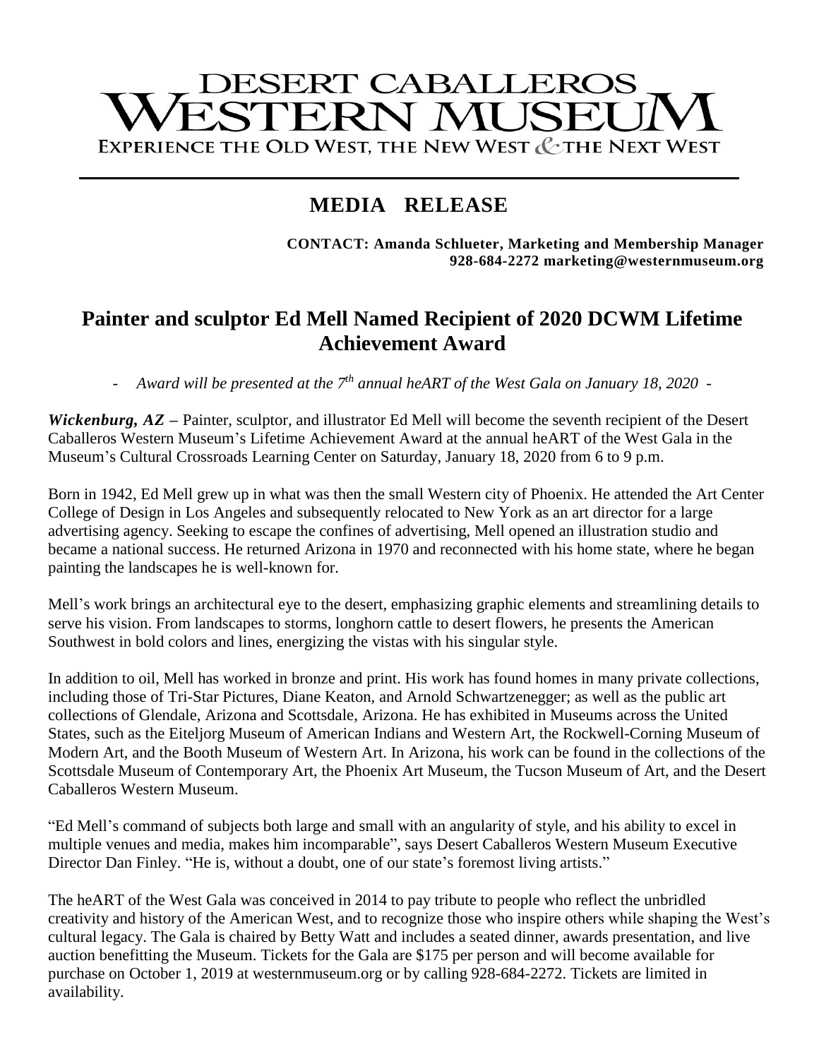# DESERT CABALLEROS WESTERN MUSEUM

EXPERIENCE THE OLD WEST, THE NEW WEST & THE NEXT WEST

## MEDIA RELEASE

**CONTACT: Amanda Schlueter, Marketing and Membership Manager**
**928-684-2272 marketing@westernmuseum.org**

## Painter and sculptor Ed Mell Named Recipient of 2020 DCWM Lifetime Achievement Award

- *Award will be presented at the 7th annual heART of the West Gala on January 18, 2020* -

***Wickenburg, AZ*** – Painter, sculptor, and illustrator Ed Mell will become the seventh recipient of the Desert Caballeros Western Museum's Lifetime Achievement Award at the annual heART of the West Gala in the Museum's Cultural Crossroads Learning Center on Saturday, January 18, 2020 from 6 to 9 p.m.

Born in 1942, Ed Mell grew up in what was then the small Western city of Phoenix. He attended the Art Center College of Design in Los Angeles and subsequently relocated to New York as an art director for a large advertising agency. Seeking to escape the confines of advertising, Mell opened an illustration studio and became a national success. He returned Arizona in 1970 and reconnected with his home state, where he began painting the landscapes he is well-known for.

Mell's work brings an architectural eye to the desert, emphasizing graphic elements and streamlining details to serve his vision. From landscapes to storms, longhorn cattle to desert flowers, he presents the American Southwest in bold colors and lines, energizing the vistas with his singular style.

In addition to oil, Mell has worked in bronze and print. His work has found homes in many private collections, including those of Tri-Star Pictures, Diane Keaton, and Arnold Schwartzenegger; as well as the public art collections of Glendale, Arizona and Scottsdale, Arizona. He has exhibited in Museums across the United States, such as the Eiteljorg Museum of American Indians and Western Art, the Rockwell-Corning Museum of Modern Art, and the Booth Museum of Western Art. In Arizona, his work can be found in the collections of the Scottsdale Museum of Contemporary Art, the Phoenix Art Museum, the Tucson Museum of Art, and the Desert Caballeros Western Museum.

"Ed Mell's command of subjects both large and small with an angularity of style, and his ability to excel in multiple venues and media, makes him incomparable", says Desert Caballeros Western Museum Executive Director Dan Finley. "He is, without a doubt, one of our state's foremost living artists."

The heART of the West Gala was conceived in 2014 to pay tribute to people who reflect the unbridled creativity and history of the American West, and to recognize those who inspire others while shaping the West's cultural legacy. The Gala is chaired by Betty Watt and includes a seated dinner, awards presentation, and live auction benefitting the Museum. Tickets for the Gala are $175 per person and will become available for purchase on October 1, 2019 at westernmuseum.org or by calling 928-684-2272. Tickets are limited in availability.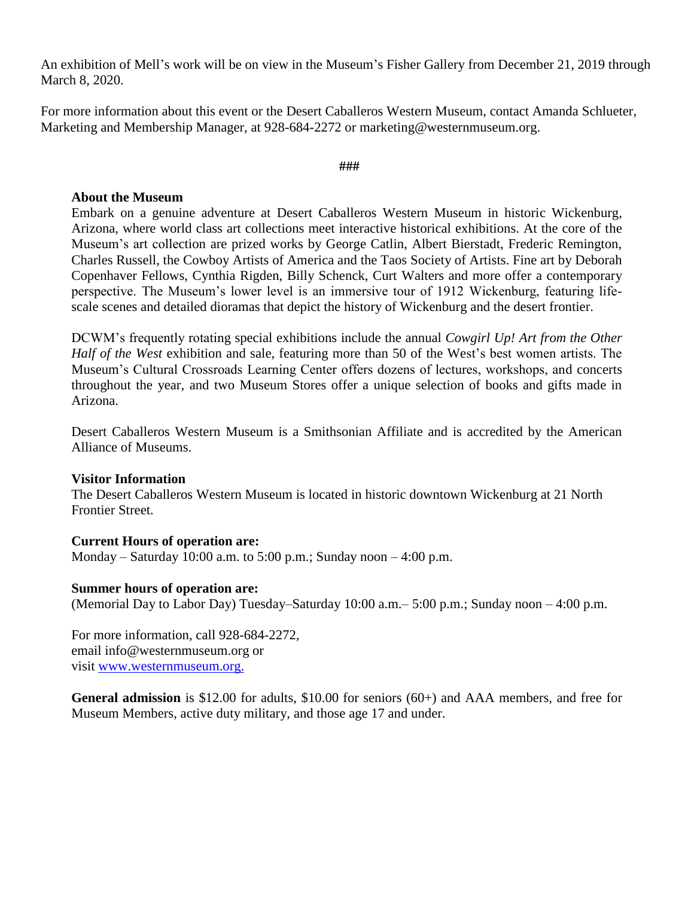An exhibition of Mell's work will be on view in the Museum's Fisher Gallery from December 21, 2019 through March 8, 2020.

For more information about this event or the Desert Caballeros Western Museum, contact Amanda Schlueter, Marketing and Membership Manager, at 928-684-2272 or marketing@westernmuseum.org.

###

**About the Museum**

Embark on a genuine adventure at Desert Caballeros Western Museum in historic Wickenburg, Arizona, where world class art collections meet interactive historical exhibitions. At the core of the Museum's art collection are prized works by George Catlin, Albert Bierstadt, Frederic Remington, Charles Russell, the Cowboy Artists of America and the Taos Society of Artists. Fine art by Deborah Copenhaver Fellows, Cynthia Rigden, Billy Schenck, Curt Walters and more offer a contemporary perspective. The Museum's lower level is an immersive tour of 1912 Wickenburg, featuring life-scale scenes and detailed dioramas that depict the history of Wickenburg and the desert frontier.

DCWM's frequently rotating special exhibitions include the annual *Cowgirl Up! Art from the Other Half of the West* exhibition and sale, featuring more than 50 of the West's best women artists. The Museum's Cultural Crossroads Learning Center offers dozens of lectures, workshops, and concerts throughout the year, and two Museum Stores offer a unique selection of books and gifts made in Arizona.

Desert Caballeros Western Museum is a Smithsonian Affiliate and is accredited by the American Alliance of Museums.

**Visitor Information**

The Desert Caballeros Western Museum is located in historic downtown Wickenburg at 21 North Frontier Street.

**Current Hours of operation are:**

Monday – Saturday 10:00 a.m. to 5:00 p.m.; Sunday noon – 4:00 p.m.

**Summer hours of operation are:**

(Memorial Day to Labor Day) Tuesday–Saturday 10:00 a.m.– 5:00 p.m.; Sunday noon – 4:00 p.m.

For more information, call 928-684-2272,
email info@westernmuseum.org or
visit [www.westernmuseum.org.](http://www.westernmuseum.org)

**General admission** is $12.00 for adults, $10.00 for seniors (60+) and AAA members, and free for Museum Members, active duty military, and those age 17 and under.